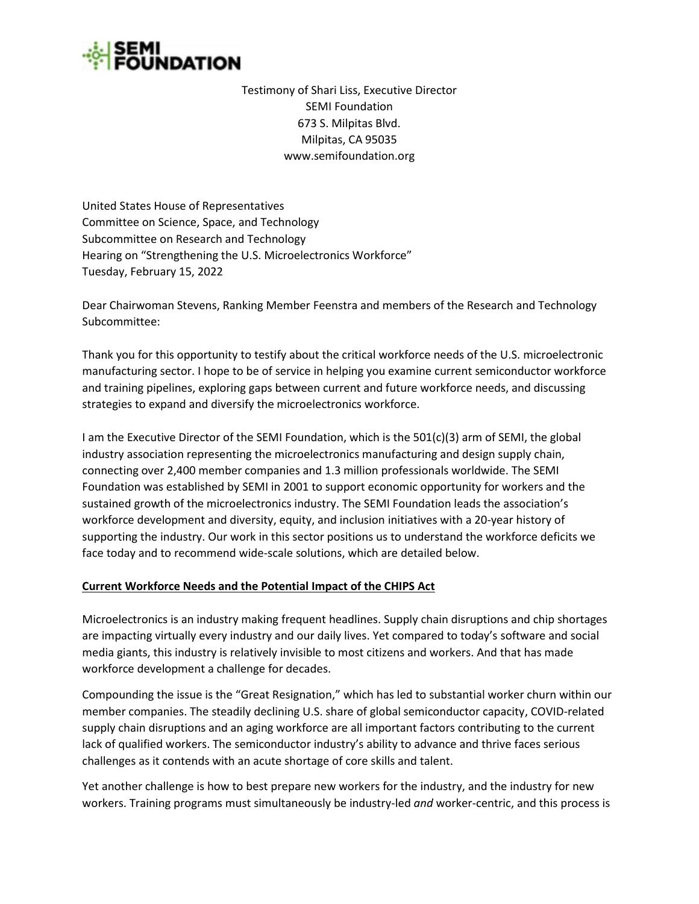Testimony of Shari Liss, Executive Director
SEMI Foundation
673 S. Milpitas Blvd.
Milpitas, CA 95035
www.semifoundation.org

United States House of Representatives
Committee on Science, Space, and Technology
Subcommittee on Research and Technology
Hearing on "Strengthening the U.S. Microelectronics Workforce"
Tuesday, February 15, 2022

Dear Chairwoman Stevens, Ranking Member Feenstra and members of the Research and Technology Subcommittee:

Thank you for this opportunity to testify about the critical workforce needs of the U.S. microelectronic manufacturing sector. I hope to be of service in helping you examine current semiconductor workforce and training pipelines, exploring gaps between current and future workforce needs, and discussing strategies to expand and diversify the microelectronics workforce.

I am the Executive Director of the SEMI Foundation, which is the 501(c)(3) arm of SEMI, the global industry association representing the microelectronics manufacturing and design supply chain, connecting over 2,400 member companies and 1.3 million professionals worldwide. The SEMI Foundation was established by SEMI in 2001 to support economic opportunity for workers and the sustained growth of the microelectronics industry. The SEMI Foundation leads the association's workforce development and diversity, equity, and inclusion initiatives with a 20-year history of supporting the industry. Our work in this sector positions us to understand the workforce deficits we face today and to recommend wide-scale solutions, which are detailed below.

## Current Workforce Needs and the Potential Impact of the CHIPS Act

Microelectronics is an industry making frequent headlines. Supply chain disruptions and chip shortages are impacting virtually every industry and our daily lives. Yet compared to today's software and social media giants, this industry is relatively invisible to most citizens and workers. And that has made workforce development a challenge for decades.

Compounding the issue is the "Great Resignation," which has led to substantial worker churn within our member companies. The steadily declining U.S. share of global semiconductor capacity, COVID-related supply chain disruptions and an aging workforce are all important factors contributing to the current lack of qualified workers. The semiconductor industry's ability to advance and thrive faces serious challenges as it contends with an acute shortage of core skills and talent.

Yet another challenge is how to best prepare new workers for the industry, and the industry for new workers. Training programs must simultaneously be industry-led *and* worker-centric, and this process is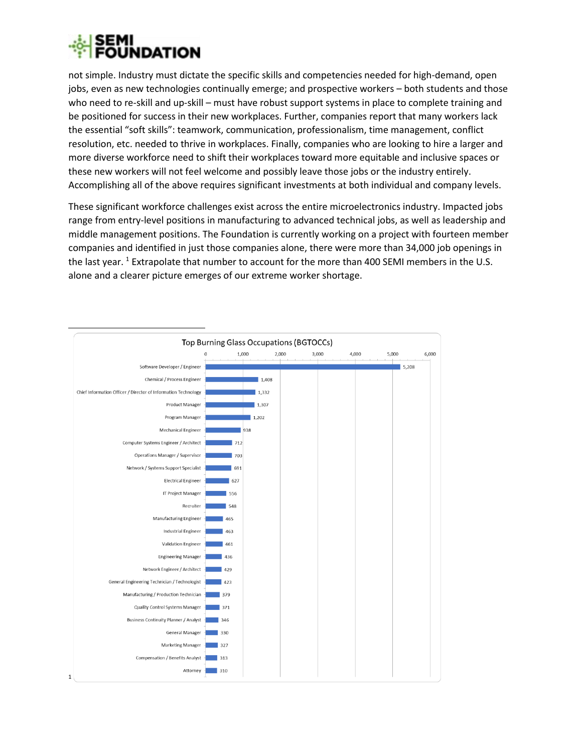not simple. Industry must dictate the specific skills and competencies needed for high-demand, open jobs, even as new technologies continually emerge; and prospective workers – both students and those who need to re-skill and up-skill – must have robust support systems in place to complete training and be positioned for success in their new workplaces. Further, companies report that many workers lack the essential "soft skills": teamwork, communication, professionalism, time management, conflict resolution, etc. needed to thrive in workplaces. Finally, companies who are looking to hire a larger and more diverse workforce need to shift their workplaces toward more equitable and inclusive spaces or these new workers will not feel welcome and possibly leave those jobs or the industry entirely. Accomplishing all of the above requires significant investments at both individual and company levels.

These significant workforce challenges exist across the entire microelectronics industry. Impacted jobs range from entry-level positions in manufacturing to advanced technical jobs, as well as leadership and middle management positions. The Foundation is currently working on a project with fourteen member companies and identified in just those companies alone, there were more than 34,000 job openings in the last year. [1] Extrapolate that number to account for the more than 400 SEMI members in the U.S. alone and a clearer picture emerges of our extreme worker shortage.

---

[1]

**Top Burning Glass Occupations (BGTOCCs)**

| Occupation | Count |
|---|---|
| Software Developer / Engineer | 5,208 |
| Chemical / Process Engineer | 1,408 |
| Chief Information Officer / Director of Information Technology | 1,332 |
| Product Manager | 1,307 |
| Program Manager | 1,202 |
| Mechanical Engineer | 938 |
| Computer Systems Engineer / Architect | 712 |
| Operations Manager / Supervisor | 703 |
| Network / Systems Support Specialist | 691 |
| Electrical Engineer | 627 |
| IT Project Manager | 556 |
| Recruiter | 548 |
| Manufacturing Engineer | 465 |
| Industrial Engineer | 463 |
| Validation Engineer | 461 |
| Engineering Manager | 436 |
| Network Engineer / Architect | 429 |
| General Engineering Technician / Technologist | 423 |
| Manufacturing / Production Technician | 379 |
| Quality Control Systems Manager | 371 |
| Business Continuity Planner / Analyst | 346 |
| General Manager | 330 |
| Marketing Manager | 327 |
| Compensation / Benefits Analyst | 313 |
| Attorney | 310 |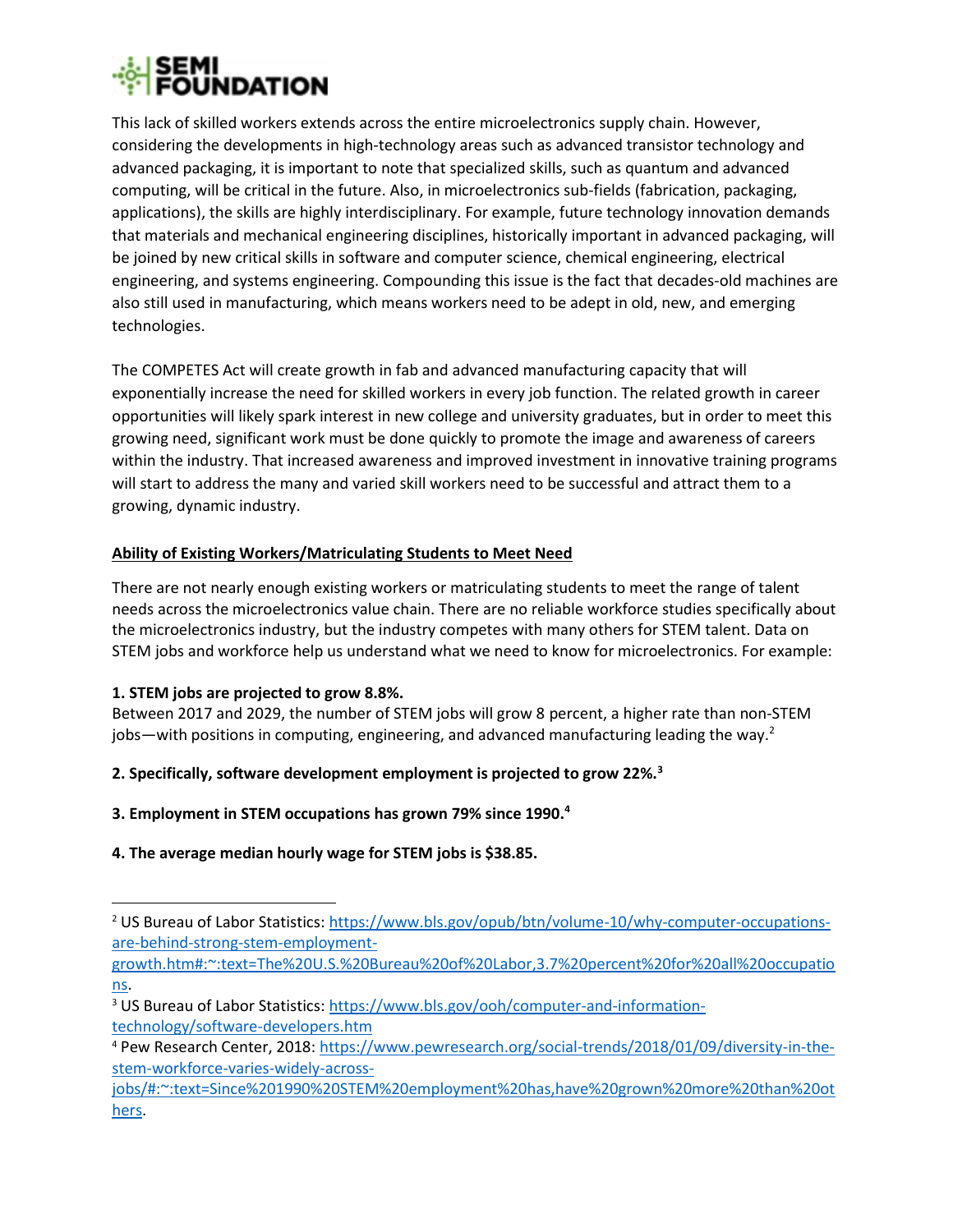This lack of skilled workers extends across the entire microelectronics supply chain. However, considering the developments in high-technology areas such as advanced transistor technology and advanced packaging, it is important to note that specialized skills, such as quantum and advanced computing, will be critical in the future. Also, in microelectronics sub-fields (fabrication, packaging, applications), the skills are highly interdisciplinary. For example, future technology innovation demands that materials and mechanical engineering disciplines, historically important in advanced packaging, will be joined by new critical skills in software and computer science, chemical engineering, electrical engineering, and systems engineering. Compounding this issue is the fact that decades-old machines are also still used in manufacturing, which means workers need to be adept in old, new, and emerging technologies.

The COMPETES Act will create growth in fab and advanced manufacturing capacity that will exponentially increase the need for skilled workers in every job function. The related growth in career opportunities will likely spark interest in new college and university graduates, but in order to meet this growing need, significant work must be done quickly to promote the image and awareness of careers within the industry. That increased awareness and improved investment in innovative training programs will start to address the many and varied skill workers need to be successful and attract them to a growing, dynamic industry.

## Ability of Existing Workers/Matriculating Students to Meet Need

There are not nearly enough existing workers or matriculating students to meet the range of talent needs across the microelectronics value chain. There are no reliable workforce studies specifically about the microelectronics industry, but the industry competes with many others for STEM talent. Data on STEM jobs and workforce help us understand what we need to know for microelectronics. For example:

**1. STEM jobs are projected to grow 8.8%.**
Between 2017 and 2029, the number of STEM jobs will grow 8 percent, a higher rate than non-STEM jobs—with positions in computing, engineering, and advanced manufacturing leading the way.[2]

**2. Specifically, software development employment is projected to grow 22%.[3]**

**3. Employment in STEM occupations has grown 79% since 1990.[4]**

**4. The average median hourly wage for STEM jobs is $38.85.**

---

[2] US Bureau of Labor Statistics: https://www.bls.gov/opub/btn/volume-10/why-computer-occupations-are-behind-strong-stem-employment-growth.htm#:~:text=The%20U.S.%20Bureau%20of%20Labor,3.7%20percent%20for%20all%20occupations.

[3] US Bureau of Labor Statistics: https://www.bls.gov/ooh/computer-and-information-technology/software-developers.htm

[4] Pew Research Center, 2018: https://www.pewresearch.org/social-trends/2018/01/09/diversity-in-the-stem-workforce-varies-widely-across-jobs/#:~:text=Since%201990%20STEM%20employment%20has,have%20grown%20more%20than%20others.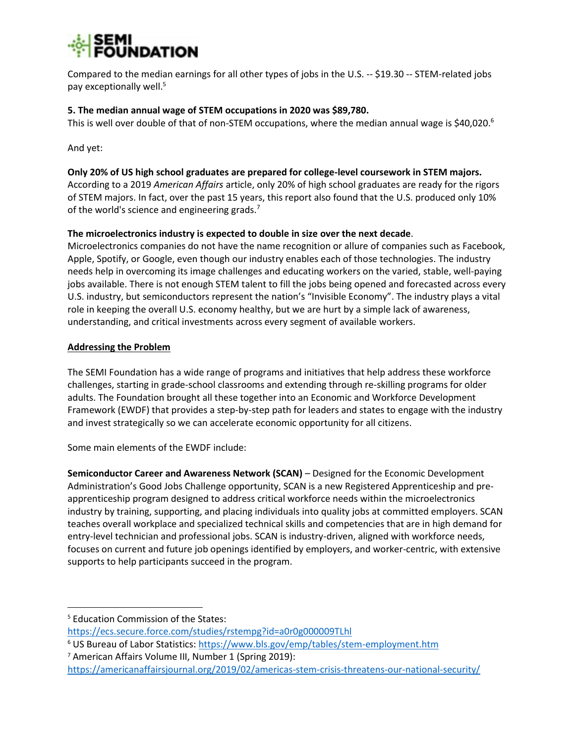Compared to the median earnings for all other types of jobs in the U.S. -- $19.30 -- STEM-related jobs pay exceptionally well.[5]

**5. The median annual wage of STEM occupations in 2020 was $89,780.**
This is well over double of that of non-STEM occupations, where the median annual wage is $40,020.[6]

And yet:

**Only 20% of US high school graduates are prepared for college-level coursework in STEM majors.**
According to a 2019 *American Affairs* article, only 20% of high school graduates are ready for the rigors of STEM majors. In fact, over the past 15 years, this report also found that the U.S. produced only 10% of the world's science and engineering grads.[7]

**The microelectronics industry is expected to double in size over the next decade**.
Microelectronics companies do not have the name recognition or allure of companies such as Facebook, Apple, Spotify, or Google, even though our industry enables each of those technologies. The industry needs help in overcoming its image challenges and educating workers on the varied, stable, well-paying jobs available. There is not enough STEM talent to fill the jobs being opened and forecasted across every U.S. industry, but semiconductors represent the nation's "Invisible Economy". The industry plays a vital role in keeping the overall U.S. economy healthy, but we are hurt by a simple lack of awareness, understanding, and critical investments across every segment of available workers.

## Addressing the Problem

The SEMI Foundation has a wide range of programs and initiatives that help address these workforce challenges, starting in grade-school classrooms and extending through re-skilling programs for older adults. The Foundation brought all these together into an Economic and Workforce Development Framework (EWDF) that provides a step-by-step path for leaders and states to engage with the industry and invest strategically so we can accelerate economic opportunity for all citizens.

Some main elements of the EWDF include:

**Semiconductor Career and Awareness Network (SCAN)** – Designed for the Economic Development Administration's Good Jobs Challenge opportunity, SCAN is a new Registered Apprenticeship and pre-apprenticeship program designed to address critical workforce needs within the microelectronics industry by training, supporting, and placing individuals into quality jobs at committed employers. SCAN teaches overall workplace and specialized technical skills and competencies that are in high demand for entry-level technician and professional jobs. SCAN is industry-driven, aligned with workforce needs, focuses on current and future job openings identified by employers, and worker-centric, with extensive supports to help participants succeed in the program.

---

[5] Education Commission of the States: https://ecs.secure.force.com/studies/rstempg?id=a0r0g000009TLhl

[6] US Bureau of Labor Statistics: https://www.bls.gov/emp/tables/stem-employment.htm

[7] American Affairs Volume III, Number 1 (Spring 2019): https://americanaffairsjournal.org/2019/02/americas-stem-crisis-threatens-our-national-security/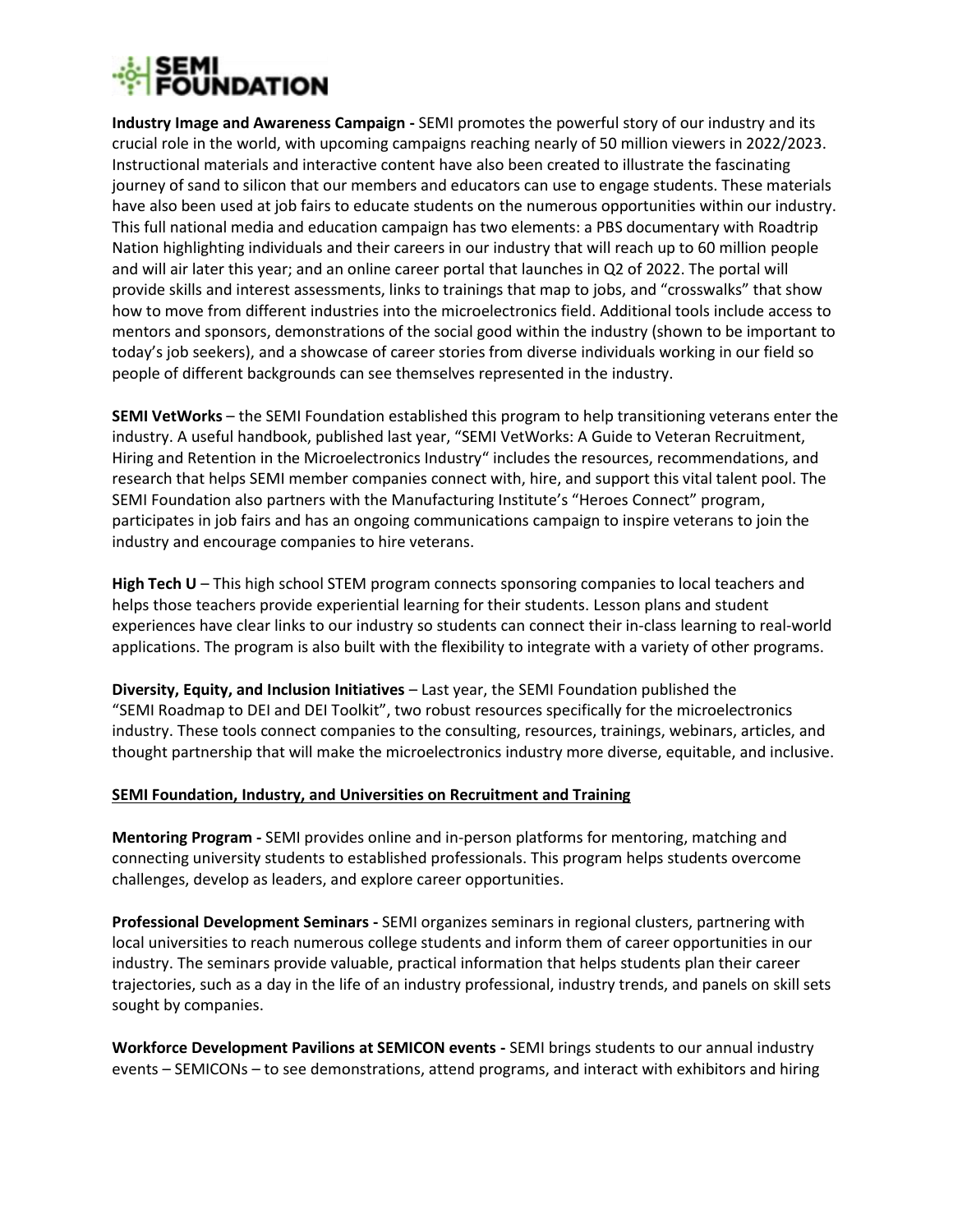**Industry Image and Awareness Campaign -** SEMI promotes the powerful story of our industry and its crucial role in the world, with upcoming campaigns reaching nearly of 50 million viewers in 2022/2023. Instructional materials and interactive content have also been created to illustrate the fascinating journey of sand to silicon that our members and educators can use to engage students. These materials have also been used at job fairs to educate students on the numerous opportunities within our industry. This full national media and education campaign has two elements: a PBS documentary with Roadtrip Nation highlighting individuals and their careers in our industry that will reach up to 60 million people and will air later this year; and an online career portal that launches in Q2 of 2022. The portal will provide skills and interest assessments, links to trainings that map to jobs, and "crosswalks" that show how to move from different industries into the microelectronics field. Additional tools include access to mentors and sponsors, demonstrations of the social good within the industry (shown to be important to today's job seekers), and a showcase of career stories from diverse individuals working in our field so people of different backgrounds can see themselves represented in the industry.

**SEMI VetWorks** – the SEMI Foundation established this program to help transitioning veterans enter the industry. A useful handbook, published last year, "SEMI VetWorks: A Guide to Veteran Recruitment, Hiring and Retention in the Microelectronics Industry" includes the resources, recommendations, and research that helps SEMI member companies connect with, hire, and support this vital talent pool. The SEMI Foundation also partners with the Manufacturing Institute's "Heroes Connect" program, participates in job fairs and has an ongoing communications campaign to inspire veterans to join the industry and encourage companies to hire veterans.

**High Tech U** – This high school STEM program connects sponsoring companies to local teachers and helps those teachers provide experiential learning for their students. Lesson plans and student experiences have clear links to our industry so students can connect their in-class learning to real-world applications. The program is also built with the flexibility to integrate with a variety of other programs.

**Diversity, Equity, and Inclusion Initiatives** – Last year, the SEMI Foundation published the "SEMI Roadmap to DEI and DEI Toolkit", two robust resources specifically for the microelectronics industry. These tools connect companies to the consulting, resources, trainings, webinars, articles, and thought partnership that will make the microelectronics industry more diverse, equitable, and inclusive.

## SEMI Foundation, Industry, and Universities on Recruitment and Training

**Mentoring Program -** SEMI provides online and in-person platforms for mentoring, matching and connecting university students to established professionals. This program helps students overcome challenges, develop as leaders, and explore career opportunities.

**Professional Development Seminars -** SEMI organizes seminars in regional clusters, partnering with local universities to reach numerous college students and inform them of career opportunities in our industry. The seminars provide valuable, practical information that helps students plan their career trajectories, such as a day in the life of an industry professional, industry trends, and panels on skill sets sought by companies.

**Workforce Development Pavilions at SEMICON events -** SEMI brings students to our annual industry events – SEMICONs – to see demonstrations, attend programs, and interact with exhibitors and hiring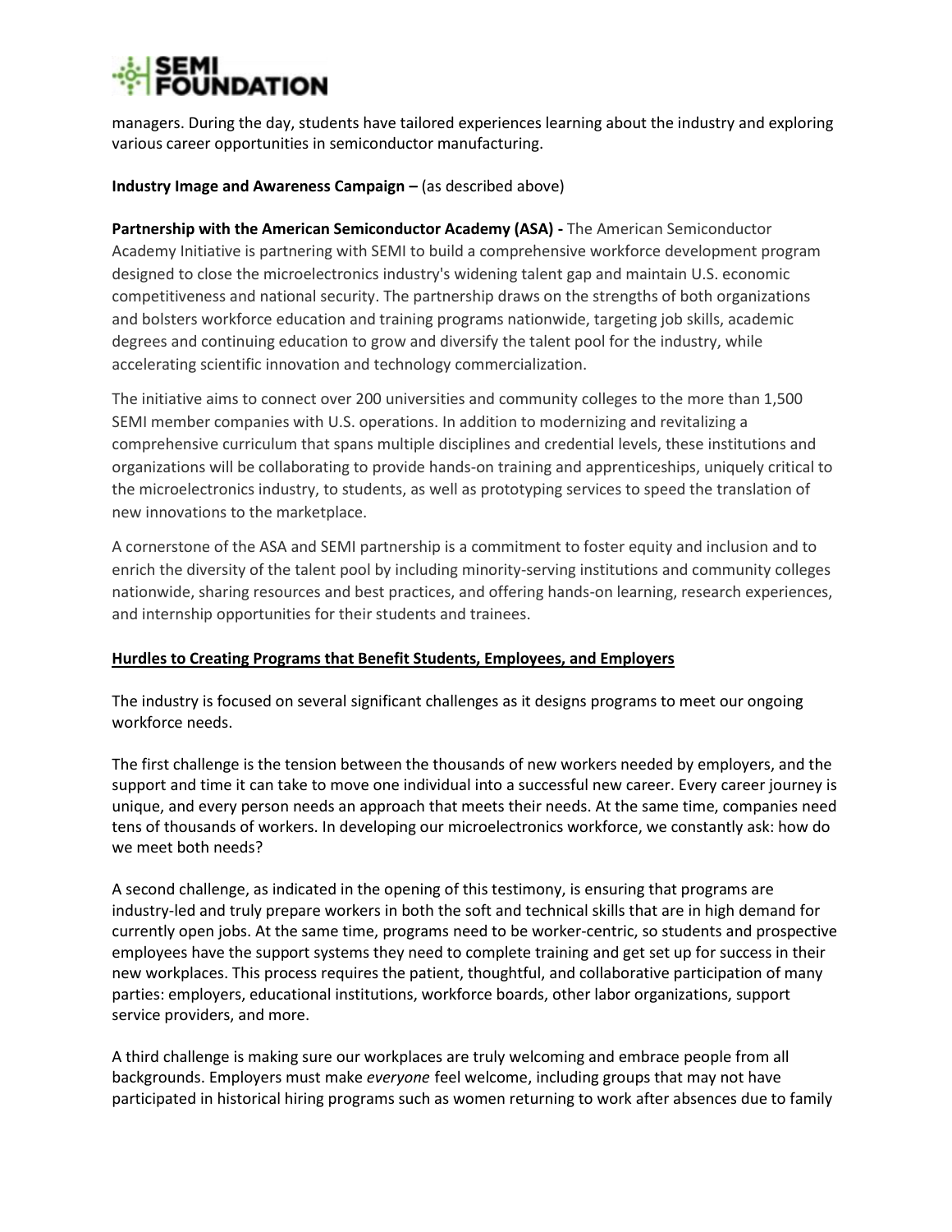managers. During the day, students have tailored experiences learning about the industry and exploring various career opportunities in semiconductor manufacturing.

**Industry Image and Awareness Campaign –** (as described above)

**Partnership with the American Semiconductor Academy (ASA) -** The American Semiconductor Academy Initiative is partnering with SEMI to build a comprehensive workforce development program designed to close the microelectronics industry's widening talent gap and maintain U.S. economic competitiveness and national security. The partnership draws on the strengths of both organizations and bolsters workforce education and training programs nationwide, targeting job skills, academic degrees and continuing education to grow and diversify the talent pool for the industry, while accelerating scientific innovation and technology commercialization.

The initiative aims to connect over 200 universities and community colleges to the more than 1,500 SEMI member companies with U.S. operations. In addition to modernizing and revitalizing a comprehensive curriculum that spans multiple disciplines and credential levels, these institutions and organizations will be collaborating to provide hands-on training and apprenticeships, uniquely critical to the microelectronics industry, to students, as well as prototyping services to speed the translation of new innovations to the marketplace.

A cornerstone of the ASA and SEMI partnership is a commitment to foster equity and inclusion and to enrich the diversity of the talent pool by including minority-serving institutions and community colleges nationwide, sharing resources and best practices, and offering hands-on learning, research experiences, and internship opportunities for their students and trainees.

## Hurdles to Creating Programs that Benefit Students, Employees, and Employers

The industry is focused on several significant challenges as it designs programs to meet our ongoing workforce needs.

The first challenge is the tension between the thousands of new workers needed by employers, and the support and time it can take to move one individual into a successful new career. Every career journey is unique, and every person needs an approach that meets their needs. At the same time, companies need tens of thousands of workers. In developing our microelectronics workforce, we constantly ask: how do we meet both needs?

A second challenge, as indicated in the opening of this testimony, is ensuring that programs are industry-led and truly prepare workers in both the soft and technical skills that are in high demand for currently open jobs. At the same time, programs need to be worker-centric, so students and prospective employees have the support systems they need to complete training and get set up for success in their new workplaces. This process requires the patient, thoughtful, and collaborative participation of many parties: employers, educational institutions, workforce boards, other labor organizations, support service providers, and more.

A third challenge is making sure our workplaces are truly welcoming and embrace people from all backgrounds. Employers must make *everyone* feel welcome, including groups that may not have participated in historical hiring programs such as women returning to work after absences due to family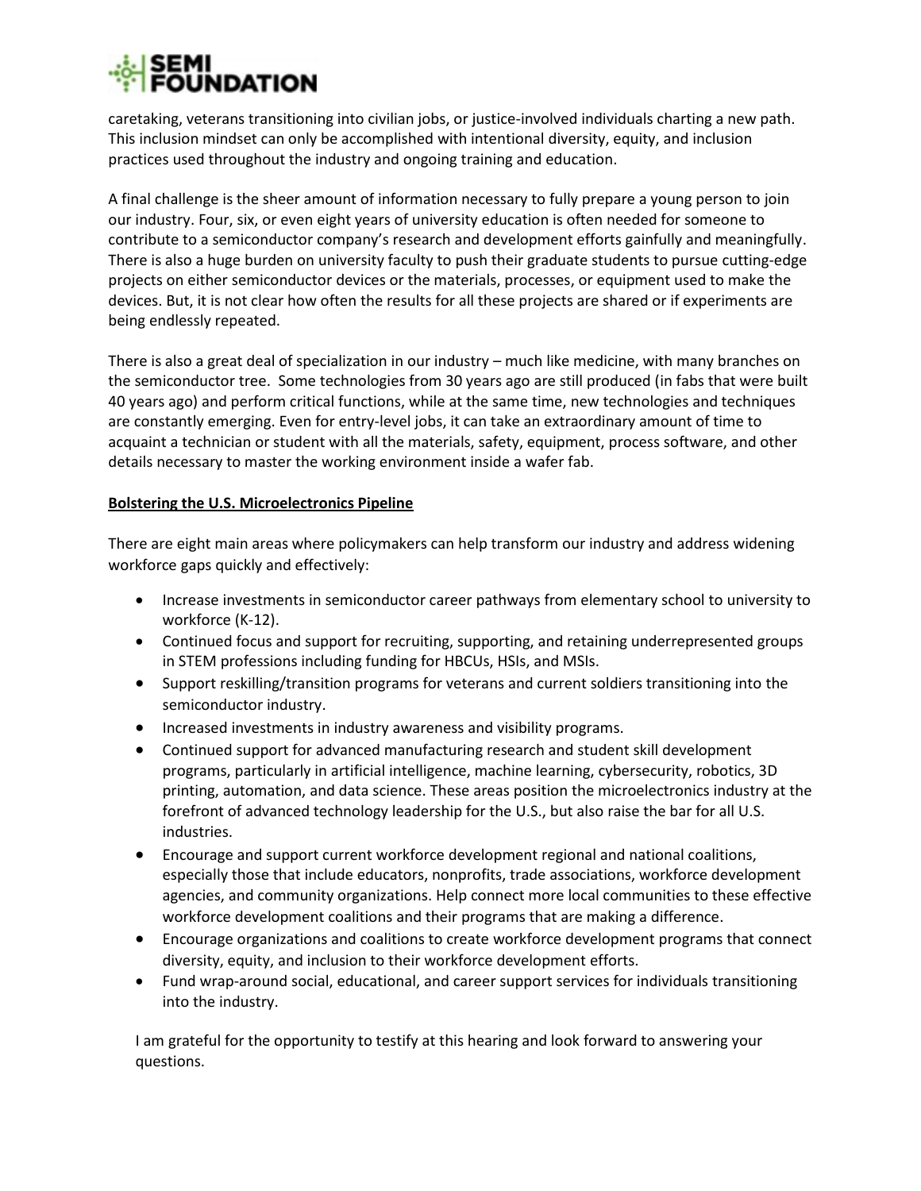caretaking, veterans transitioning into civilian jobs, or justice-involved individuals charting a new path. This inclusion mindset can only be accomplished with intentional diversity, equity, and inclusion practices used throughout the industry and ongoing training and education.

A final challenge is the sheer amount of information necessary to fully prepare a young person to join our industry. Four, six, or even eight years of university education is often needed for someone to contribute to a semiconductor company's research and development efforts gainfully and meaningfully. There is also a huge burden on university faculty to push their graduate students to pursue cutting-edge projects on either semiconductor devices or the materials, processes, or equipment used to make the devices. But, it is not clear how often the results for all these projects are shared or if experiments are being endlessly repeated.

There is also a great deal of specialization in our industry – much like medicine, with many branches on the semiconductor tree. Some technologies from 30 years ago are still produced (in fabs that were built 40 years ago) and perform critical functions, while at the same time, new technologies and techniques are constantly emerging. Even for entry-level jobs, it can take an extraordinary amount of time to acquaint a technician or student with all the materials, safety, equipment, process software, and other details necessary to master the working environment inside a wafer fab.

**Bolstering the U.S. Microelectronics Pipeline**

There are eight main areas where policymakers can help transform our industry and address widening workforce gaps quickly and effectively:

- Increase investments in semiconductor career pathways from elementary school to university to workforce (K-12).
- Continued focus and support for recruiting, supporting, and retaining underrepresented groups in STEM professions including funding for HBCUs, HSIs, and MSIs.
- Support reskilling/transition programs for veterans and current soldiers transitioning into the semiconductor industry.
- Increased investments in industry awareness and visibility programs.
- Continued support for advanced manufacturing research and student skill development programs, particularly in artificial intelligence, machine learning, cybersecurity, robotics, 3D printing, automation, and data science. These areas position the microelectronics industry at the forefront of advanced technology leadership for the U.S., but also raise the bar for all U.S. industries.
- Encourage and support current workforce development regional and national coalitions, especially those that include educators, nonprofits, trade associations, workforce development agencies, and community organizations. Help connect more local communities to these effective workforce development coalitions and their programs that are making a difference.
- Encourage organizations and coalitions to create workforce development programs that connect diversity, equity, and inclusion to their workforce development efforts.
- Fund wrap-around social, educational, and career support services for individuals transitioning into the industry.

I am grateful for the opportunity to testify at this hearing and look forward to answering your questions.